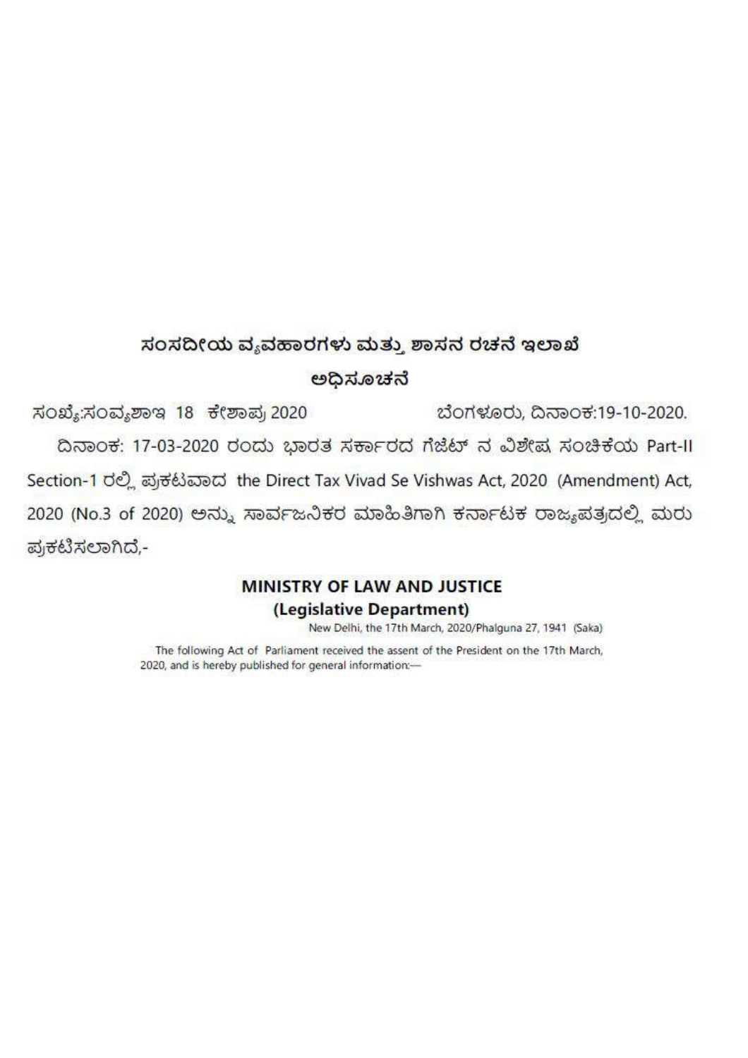## ಸಂಸದೀಯ ವ್ಯವಹಾರಗಳು ಮತ್ತು ಶಾಸನ ರಚನೆ ಇಲಾಖೆ

### ಅಧಿಸೂಚನೆ

ಸಂಖ್ಯೆ:ಸಂವ್ಯಶಾಇ 18 ಕೇಶಾಪ್ರ 2020 ಬೆಂಗಳೂರು, ದಿನಾಂಕ:19-10-2020.

ದಿನಾಂಕ: 17-03-2020 ರಂದು ಭಾರತ ಸರ್ಕಾರದ ಗೆಜೆಟ್ ನ ವಿಶೇಷ ಸಂಚಿಕೆಯ Part-II Section-1 ರಲ್ಲಿ ಪ್ರಕಟವಾದ the Direct Tax Vivad Se Vishwas Act, 2020 (Amendment) Act, 2020 (No.3 of 2020) ಅನ್ನು ಸಾರ್ವಜನಿಕರ ಮಾಹಿತಿಗಾಗಿ ಕರ್ನಾಟಕ ರಾಜ್ಯಪತ್ರದಲ್ಲಿ ಮರು ಪ್ರಕಟಿಸಲಾಗಿದೆ,-

**MINISTRY OF LAW AND JUSTICE**

**(Legislative Department)**

New Delhi, the 17th March, 2020/Phalguna 27, 1941 (Saka)

The following Act of Parliament received the assent of the President on the 17th March, 2020, and is hereby published for general information:—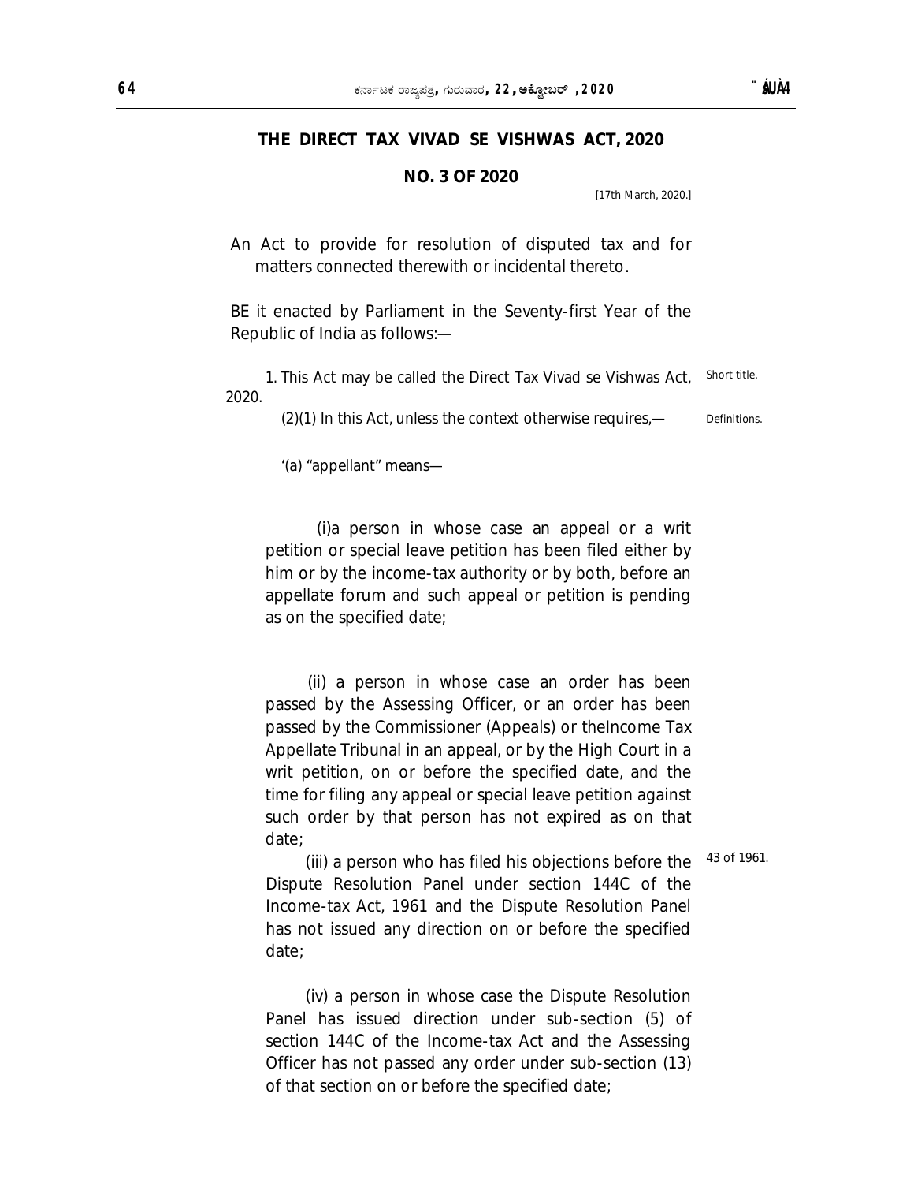# THE DIRECT TAX VIVAD SE VISHWAS ACT, 2020

## NO. 3 OF 2020

[17th March, 2020.]

An Act to provide for resolution of disputed tax and for matters connected therewith or incidental thereto.

BE it enacted by Parliament in the Seventy-first Year of the Republic of India as follows:—

Short title.

1. This Act may be called the Direct Tax Vivad se Vishwas Act, 2020.

Definitions.

(2)(1) In this Act, unless the context otherwise requires,—

'(a) "appellant" means—

(i)a person in whose case an appeal or a writ petition or special leave petition has been filed either by him or by the income-tax authority or by both, before an appellate forum and such appeal or petition is pending as on the specified date;

(ii) a person in whose case an order has been passed by the Assessing Officer, or an order has been passed by the Commissioner (Appeals) or theIncome Tax Appellate Tribunal in an appeal, or by the High Court in a writ petition, on or before the specified date, and the time for filing any appeal or special leave petition against such order by that person has not expired as on that date;

43 of 1961.

(iii) a person who has filed his objections before the Dispute Resolution Panel under section 144C of the Income-tax Act, 1961 and the Dispute Resolution Panel has not issued any direction on or before the specified date;

(iv) a person in whose case the Dispute Resolution Panel has issued direction under sub-section (5) of section 144C of the Income-tax Act and the Assessing Officer has not passed any order under sub-section (13) of that section on or before the specified date;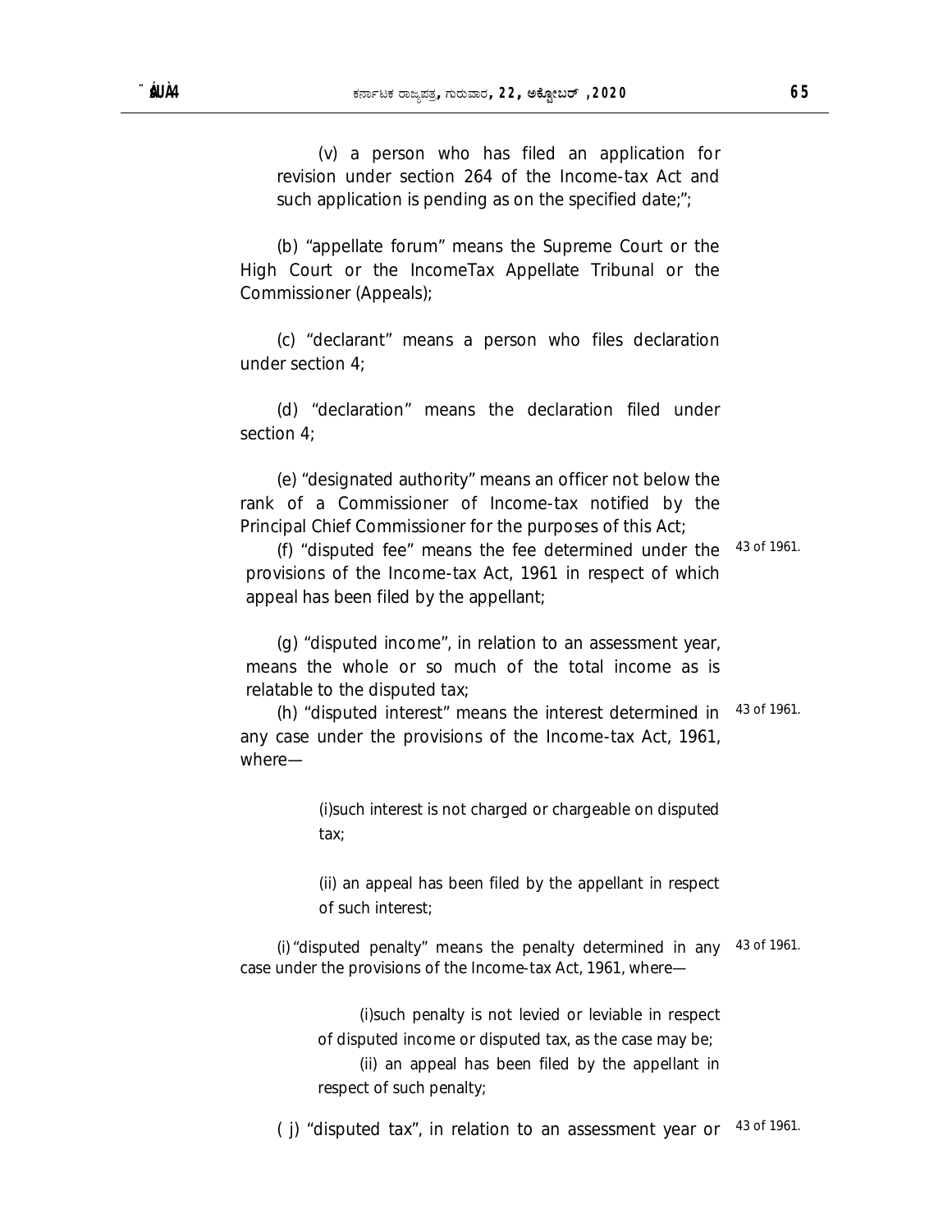(v) a person who has filed an application for revision under section 264 of the Income-tax Act and such application is pending as on the specified date;";

(b) "appellate forum" means the Supreme Court or the High Court or the IncomeTax Appellate Tribunal or the Commissioner (Appeals);

(c) "declarant" means a person who files declaration under section 4;

(d) "declaration" means the declaration filed under section 4;

(e) "designated authority" means an officer not below the rank of a Commissioner of Income-tax notified by the Principal Chief Commissioner for the purposes of this Act;

(f) "disputed fee" means the fee determined under the provisions of the Income-tax Act, 1961 in respect of which appeal has been filed by the appellant; 43 of 1961.

(g) "disputed income", in relation to an assessment year, means the whole or so much of the total income as is relatable to the disputed tax;

(h) "disputed interest" means the interest determined in any case under the provisions of the Income-tax Act, 1961, where— 43 of 1961.

(i) such interest is not charged or chargeable on disputed tax;

(ii) an appeal has been filed by the appellant in respect of such interest;

(i) "disputed penalty" means the penalty determined in any case under the provisions of the Income-tax Act, 1961, where— 43 of 1961.

(i) such penalty is not levied or leviable in respect of disputed income or disputed tax, as the case may be;

(ii) an appeal has been filed by the appellant in respect of such penalty;

( j) "disputed tax", in relation to an assessment year or 43 of 1961.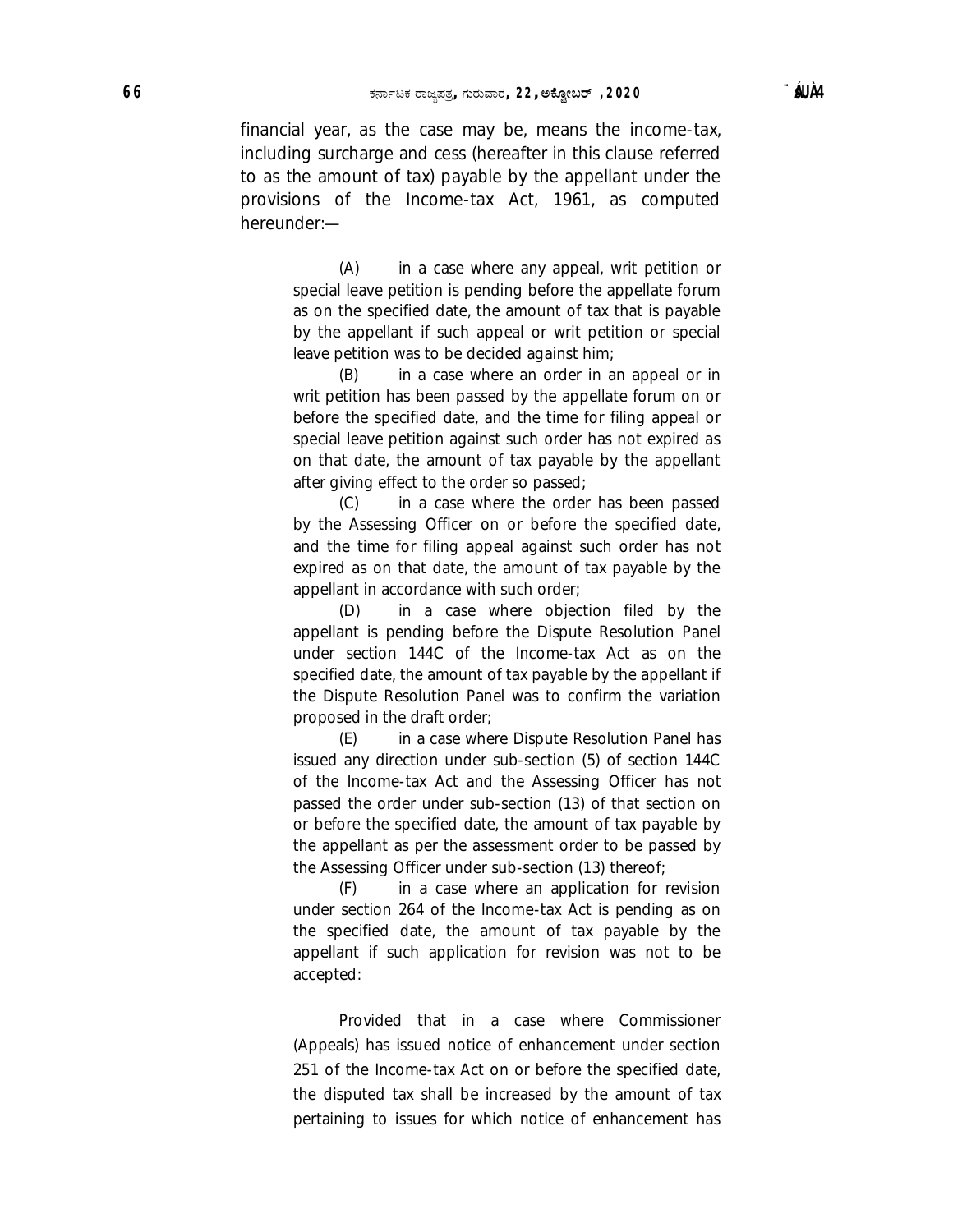financial year, as the case may be, means the income-tax, including surcharge and cess (hereafter in this clause referred to as the amount of tax) payable by the appellant under the provisions of the Income-tax Act, 1961, as computed hereunder:—

(A) in a case where any appeal, writ petition or special leave petition is pending before the appellate forum as on the specified date, the amount of tax that is payable by the appellant if such appeal or writ petition or special leave petition was to be decided against him;

(B) in a case where an order in an appeal or in writ petition has been passed by the appellate forum on or before the specified date, and the time for filing appeal or special leave petition against such order has not expired as on that date, the amount of tax payable by the appellant after giving effect to the order so passed;

(C) in a case where the order has been passed by the Assessing Officer on or before the specified date, and the time for filing appeal against such order has not expired as on that date, the amount of tax payable by the appellant in accordance with such order;

(D) in a case where objection filed by the appellant is pending before the Dispute Resolution Panel under section 144C of the Income-tax Act as on the specified date, the amount of tax payable by the appellant if the Dispute Resolution Panel was to confirm the variation proposed in the draft order;

(E) in a case where Dispute Resolution Panel has issued any direction under sub-section (5) of section 144C of the Income-tax Act and the Assessing Officer has not passed the order under sub-section (13) of that section on or before the specified date, the amount of tax payable by the appellant as per the assessment order to be passed by the Assessing Officer under sub-section (13) thereof;

(F) in a case where an application for revision under section 264 of the Income-tax Act is pending as on the specified date, the amount of tax payable by the appellant if such application for revision was not to be accepted:

Provided that in a case where Commissioner (Appeals) has issued notice of enhancement under section 251 of the Income-tax Act on or before the specified date, the disputed tax shall be increased by the amount of tax pertaining to issues for which notice of enhancement has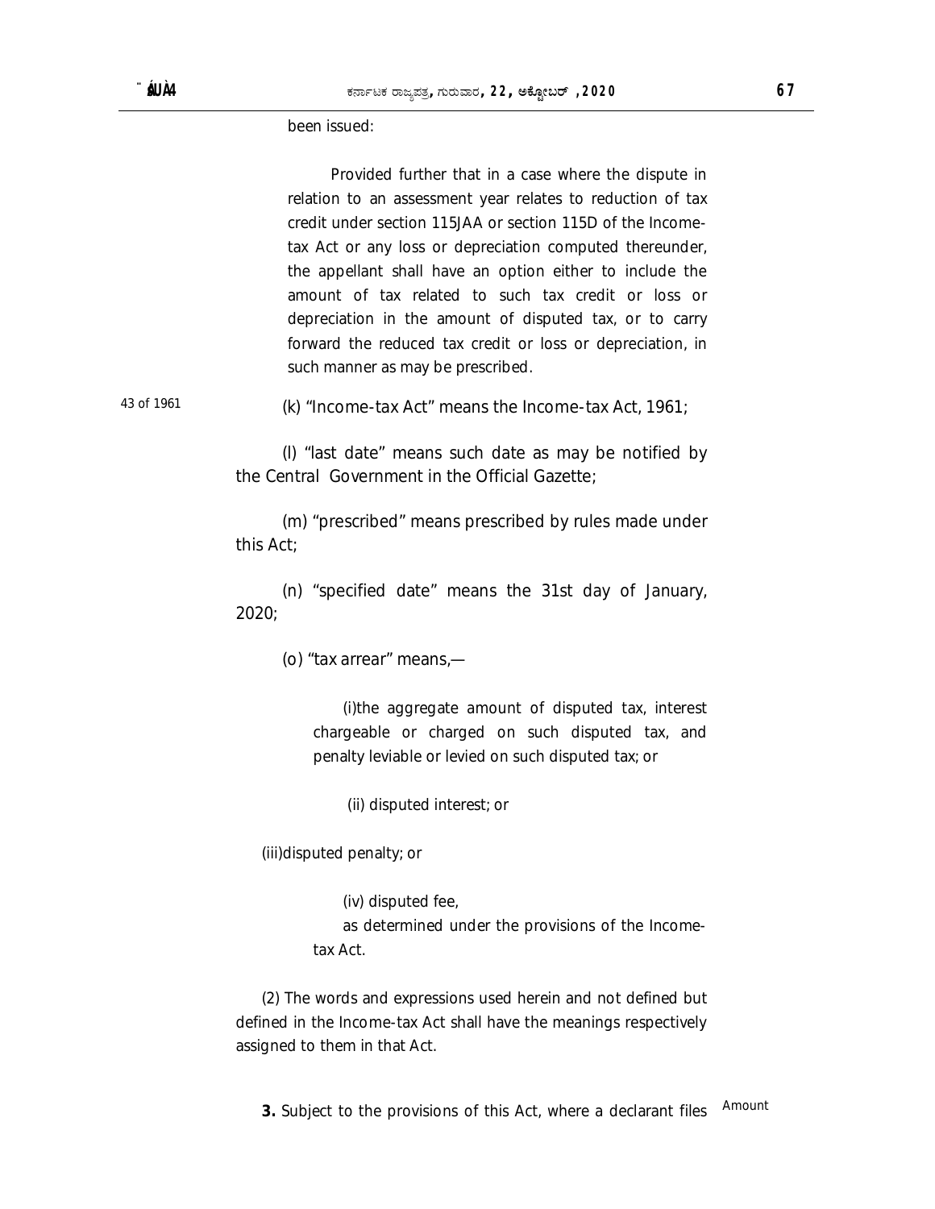been issued:

Provided further that in a case where the dispute in relation to an assessment year relates to reduction of tax credit under section 115JAA or section 115D of the Income-tax Act or any loss or depreciation computed thereunder, the appellant shall have an option either to include the amount of tax related to such tax credit or loss or depreciation in the amount of disputed tax, or to carry forward the reduced tax credit or loss or depreciation, in such manner as may be prescribed.

43 of 1961

(k) "Income-tax Act" means the Income-tax Act, 1961;

(l) "last date" means such date as may be notified by the Central Government in the Official Gazette;

(m) "prescribed" means prescribed by rules made under this Act;

(n) "specified date" means the 31st day of January, 2020;

(o) "tax arrear" means,—

(i) the aggregate amount of disputed tax, interest chargeable or charged on such disputed tax, and penalty leviable or levied on such disputed tax; or

(ii) disputed interest; or

(iii) disputed penalty; or

(iv) disputed fee,

as determined under the provisions of the Income-tax Act.

(2) The words and expressions used herein and not defined but defined in the Income-tax Act shall have the meanings respectively assigned to them in that Act.

**3.** Subject to the provisions of this Act, where a declarant files

Amount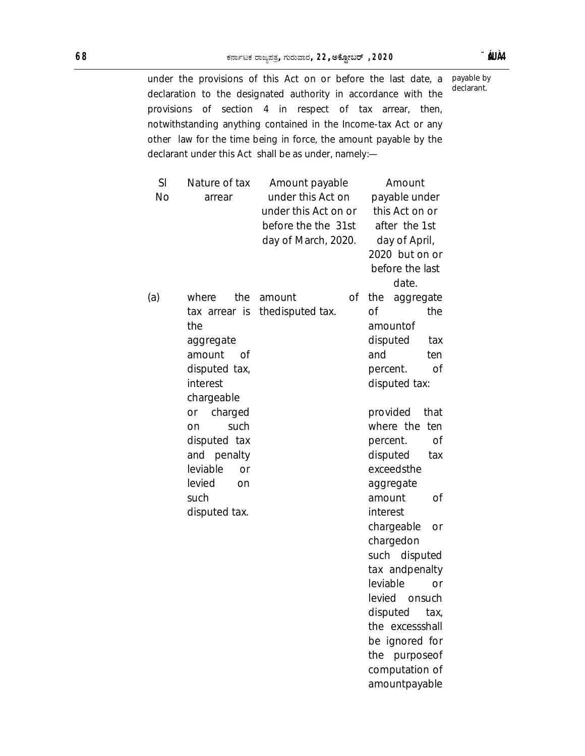under the provisions of this Act on or before the last date, a declaration to the designated authority in accordance with the provisions of section 4 in respect of tax arrear, then, notwithstanding anything contained in the Income-tax Act or any other law for the time being in force, the amount payable by the declarant under this Act shall be as under, namely:—

payable by declarant.

| Sl No | Nature of tax arrear | Amount payable under this Act on under this Act on or before the the 31st day of March, 2020. | Amount payable under this Act on or after the 1st day of April, 2020 but on or before the last date. |
|---|---|---|---|
| (a) | where the tax arrear is the aggregate amount of disputed tax, interest chargeable or charged on such disputed tax and penalty leviable or levied on such disputed tax. | amount of thedisputed tax. | the aggregate of the amountof disputed tax and ten percent. of disputed tax:<br><br>provided that where the ten percent. of disputed tax exceedsthe aggregate amount of interest chargeable or chargedon such disputed tax andpenalty leviable or levied onsuch disputed tax, the excessshall be ignored for the purposeof computation of amountpayable |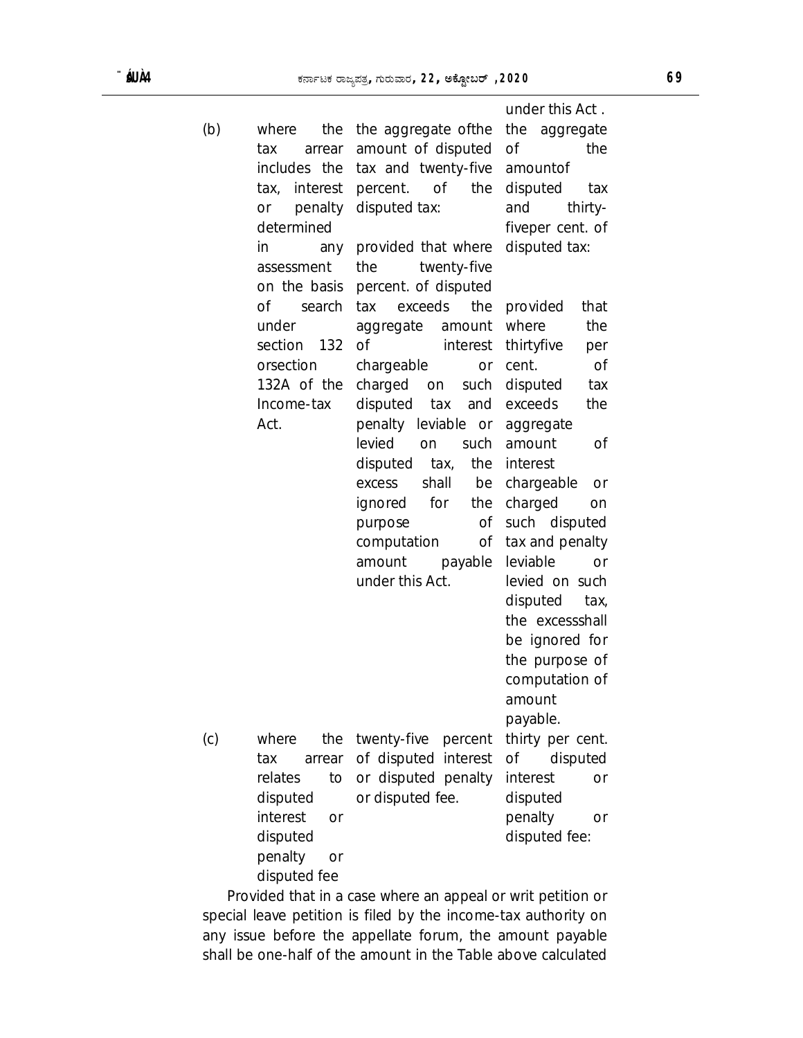| | | | under this Act . |
|---|---|---|---|
| (b) | where the tax arrear includes the tax, interest or penalty determined in any assessment on the basis of search under section 132 orsection 132A of the Income-tax Act. | the aggregate ofthe amount of disputed tax and twenty-five percent. of the disputed tax:<br><br>provided that where the twenty-five percent. of disputed tax exceeds the aggregate amount of interest chargeable or charged on such disputed tax and penalty leviable or levied on such disputed tax, the excess shall be ignored for the purpose of computation of amount payable under this Act. | the aggregate of the amountof disputed tax and thirty-fiveper cent. of disputed tax:<br><br>provided that where the thirtyfive per cent. of disputed tax exceeds the aggregate amount of interest chargeable or charged on such disputed tax and penalty leviable or levied on such disputed tax, the excessshall be ignored for the purpose of computation of amount payable. |
| (c) | where the tax arrear relates to disputed interest or disputed penalty or disputed fee | twenty-five percent of disputed interest or disputed penalty or disputed fee. | thirty per cent. of disputed interest or disputed penalty or disputed fee: |

Provided that in a case where an appeal or writ petition or special leave petition is filed by the income-tax authority on any issue before the appellate forum, the amount payable shall be one-half of the amount in the Table above calculated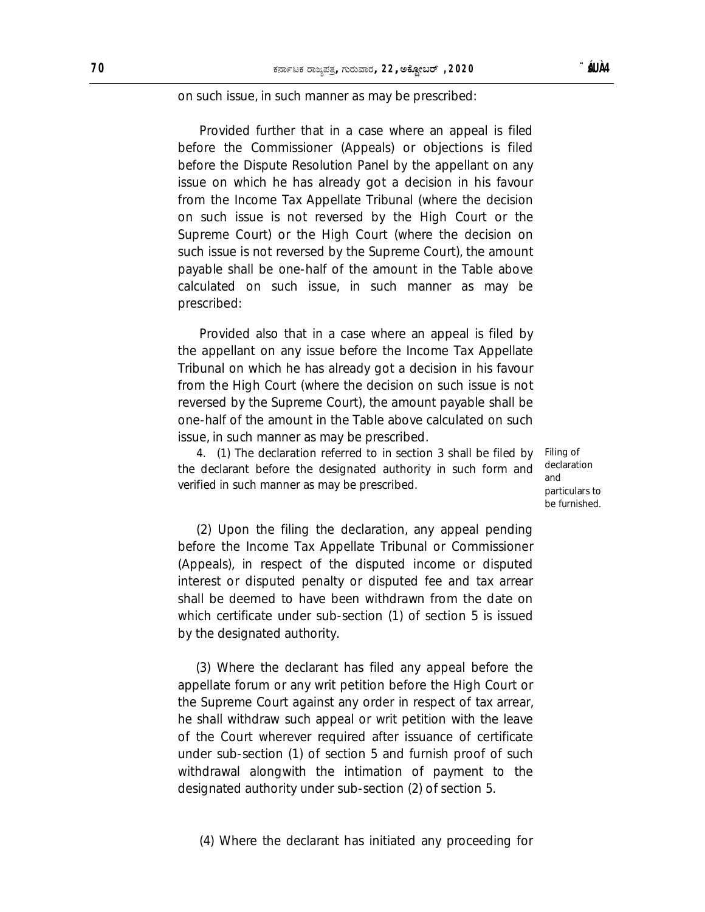on such issue, in such manner as may be prescribed:

Provided further that in a case where an appeal is filed before the Commissioner (Appeals) or objections is filed before the Dispute Resolution Panel by the appellant on any issue on which he has already got a decision in his favour from the Income Tax Appellate Tribunal (where the decision on such issue is not reversed by the High Court or the Supreme Court) or the High Court (where the decision on such issue is not reversed by the Supreme Court), the amount payable shall be one-half of the amount in the Table above calculated on such issue, in such manner as may be prescribed:

Provided also that in a case where an appeal is filed by the appellant on any issue before the Income Tax Appellate Tribunal on which he has already got a decision in his favour from the High Court (where the decision on such issue is not reversed by the Supreme Court), the amount payable shall be one-half of the amount in the Table above calculated on such issue, in such manner as may be prescribed.

Filing of declaration and particulars to be furnished.

4. (1) The declaration referred to in section 3 shall be filed by the declarant before the designated authority in such form and verified in such manner as may be prescribed.

(2) Upon the filing the declaration, any appeal pending before the Income Tax Appellate Tribunal or Commissioner (Appeals), in respect of the disputed income or disputed interest or disputed penalty or disputed fee and tax arrear shall be deemed to have been withdrawn from the date on which certificate under sub-section (1) of section 5 is issued by the designated authority.

(3) Where the declarant has filed any appeal before the appellate forum or any writ petition before the High Court or the Supreme Court against any order in respect of tax arrear, he shall withdraw such appeal or writ petition with the leave of the Court wherever required after issuance of certificate under sub-section (1) of section 5 and furnish proof of such withdrawal alongwith the intimation of payment to the designated authority under sub-section (2) of section 5.

(4) Where the declarant has initiated any proceeding for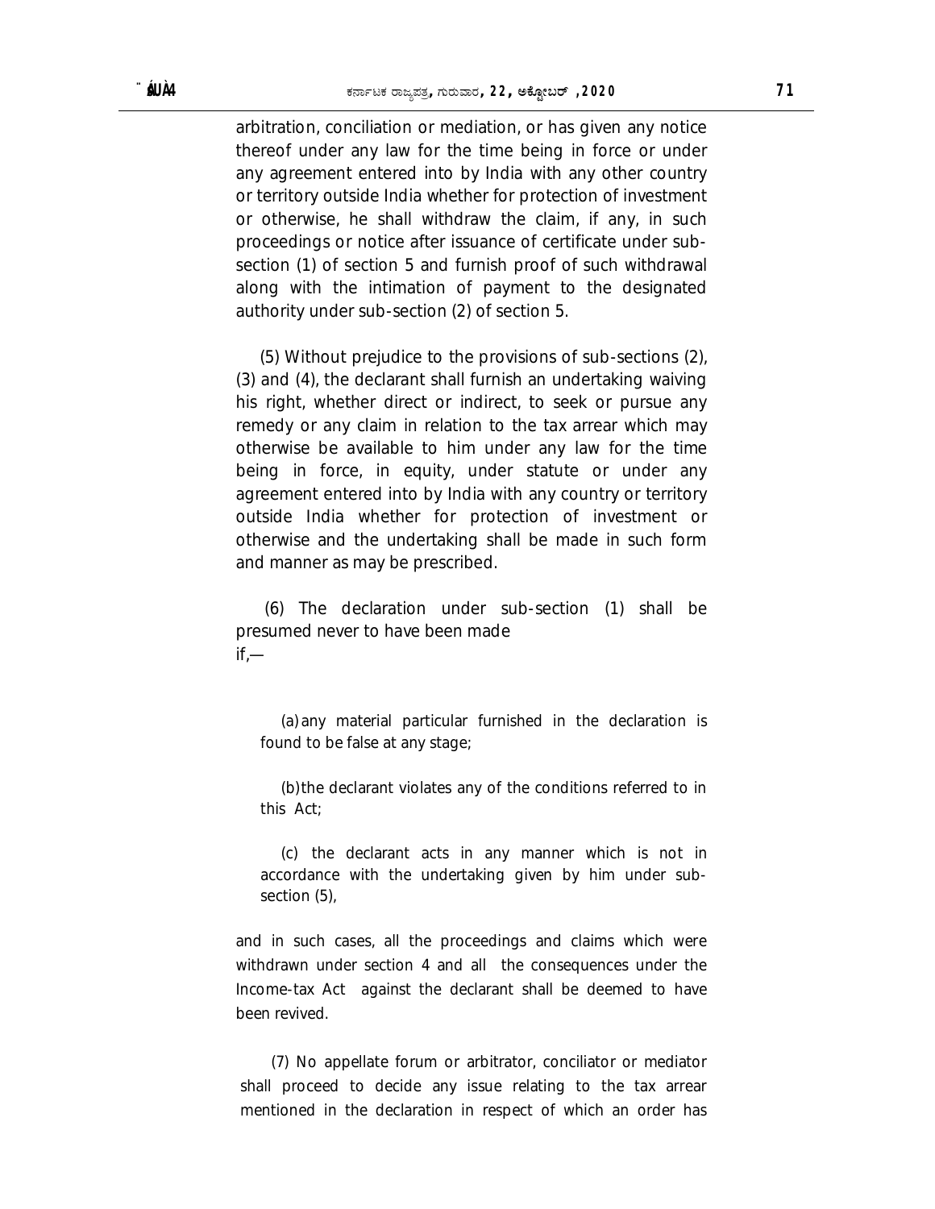arbitration, conciliation or mediation, or has given any notice thereof under any law for the time being in force or under any agreement entered into by India with any other country or territory outside India whether for protection of investment or otherwise, he shall withdraw the claim, if any, in such proceedings or notice after issuance of certificate under sub-section (1) of section 5 and furnish proof of such withdrawal along with the intimation of payment to the designated authority under sub-section (2) of section 5.

(5) Without prejudice to the provisions of sub-sections (2), (3) and (4), the declarant shall furnish an undertaking waiving his right, whether direct or indirect, to seek or pursue any remedy or any claim in relation to the tax arrear which may otherwise be available to him under any law for the time being in force, in equity, under statute or under any agreement entered into by India with any country or territory outside India whether for protection of investment or otherwise and the undertaking shall be made in such form and manner as may be prescribed.

(6) The declaration under sub-section (1) shall be presumed never to have been made if,—

(a) any material particular furnished in the declaration is found to be false at any stage;

(b) the declarant violates any of the conditions referred to in this Act;

(c) the declarant acts in any manner which is not in accordance with the undertaking given by him under sub-section (5),

and in such cases, all the proceedings and claims which were withdrawn under section 4 and all the consequences under the Income-tax Act against the declarant shall be deemed to have been revived.

(7) No appellate forum or arbitrator, conciliator or mediator shall proceed to decide any issue relating to the tax arrear mentioned in the declaration in respect of which an order has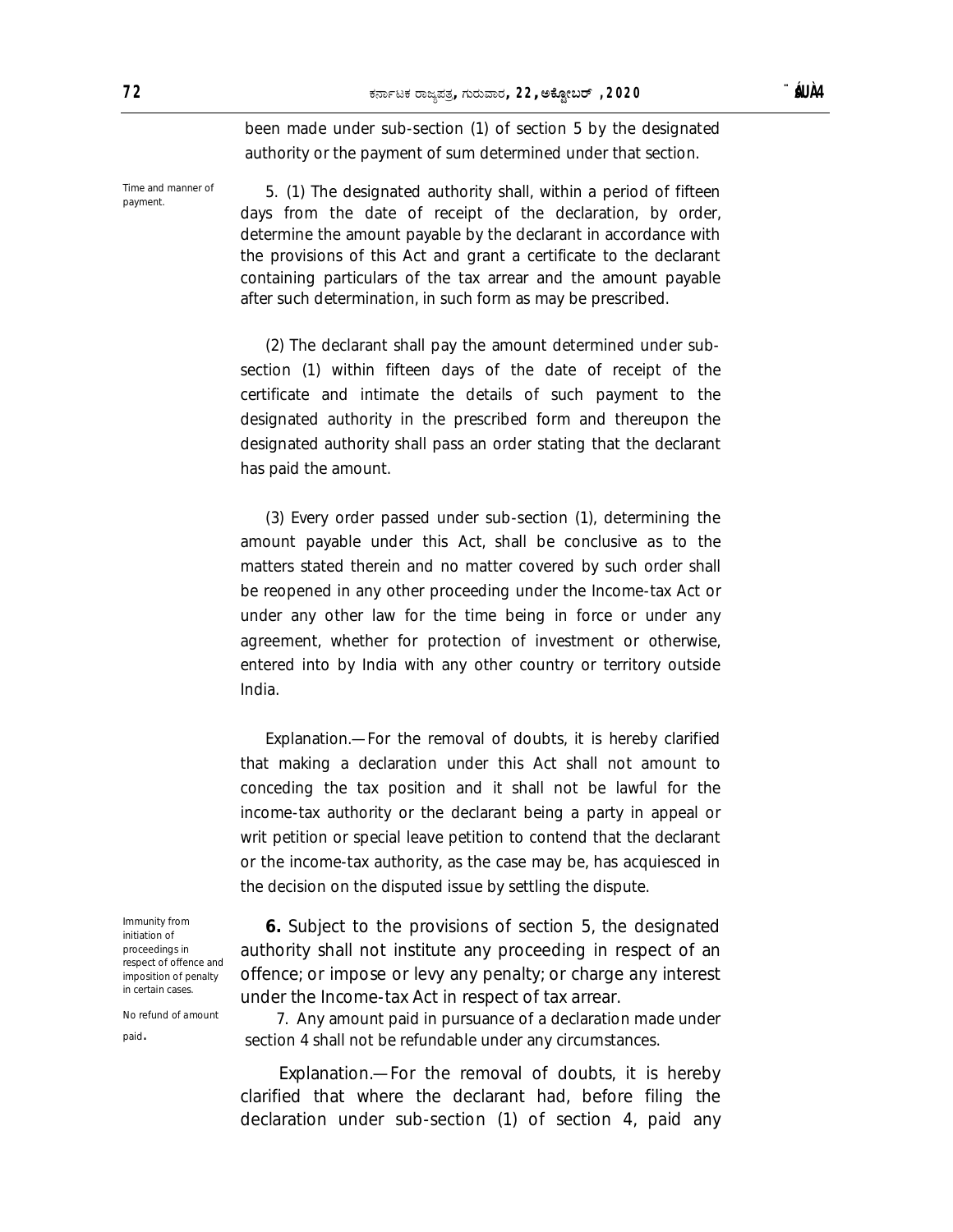been made under sub-section (1) of section 5 by the designated authority or the payment of sum determined under that section.

Time and manner of payment.

5. (1) The designated authority shall, within a period of fifteen days from the date of receipt of the declaration, by order, determine the amount payable by the declarant in accordance with the provisions of this Act and grant a certificate to the declarant containing particulars of the tax arrear and the amount payable after such determination, in such form as may be prescribed.

(2) The declarant shall pay the amount determined under sub-section (1) within fifteen days of the date of receipt of the certificate and intimate the details of such payment to the designated authority in the prescribed form and thereupon the designated authority shall pass an order stating that the declarant has paid the amount.

(3) Every order passed under sub-section (1), determining the amount payable under this Act, shall be conclusive as to the matters stated therein and no matter covered by such order shall be reopened in any other proceeding under the Income-tax Act or under any other law for the time being in force or under any agreement, whether for protection of investment or otherwise, entered into by India with any other country or territory outside India.

*Explanation*.—For the removal of doubts, it is hereby clarified that making a declaration under this Act shall not amount to conceding the tax position and it shall not be lawful for the income-tax authority or the declarant being a party in appeal or writ petition or special leave petition to contend that the declarant or the income-tax authority, as the case may be, has acquiesced in the decision on the disputed issue by settling the dispute.

Immunity from initiation of proceedings in respect of offence and imposition of penalty in certain cases.

**6.** Subject to the provisions of section 5, the designated authority shall not institute any proceeding in respect of an offence; or impose or levy any penalty; or charge any interest under the Income-tax Act in respect of tax arrear.

No refund of amount paid.

7. Any amount paid in pursuance of a declaration made under section 4 shall not be refundable under any circumstances.

*Explanation*.—For the removal of doubts, it is hereby clarified that where the declarant had, before filing the declaration under sub-section (1) of section 4, paid any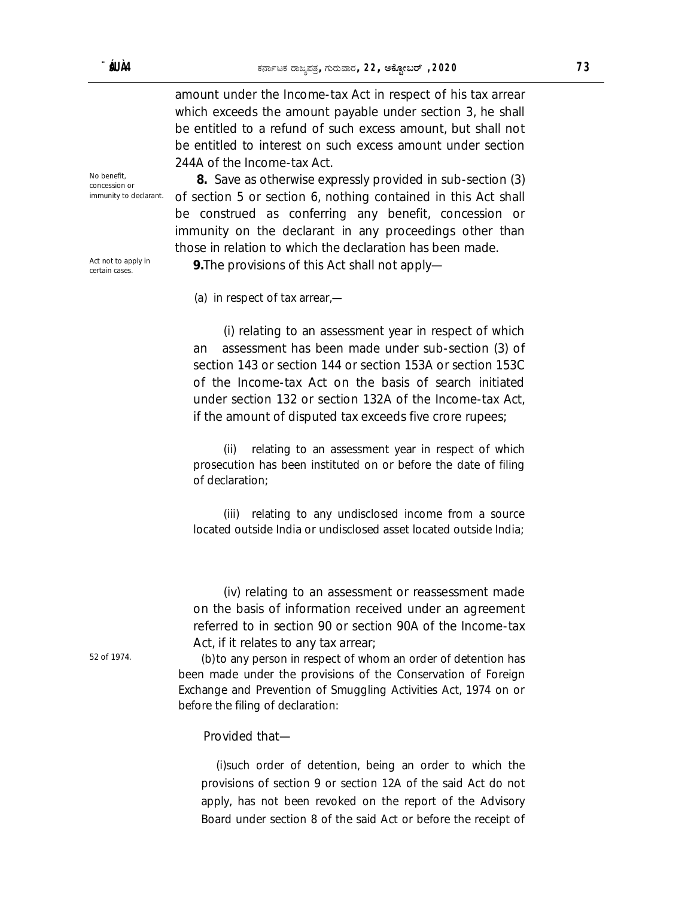amount under the Income-tax Act in respect of his tax arrear which exceeds the amount payable under section 3, he shall be entitled to a refund of such excess amount, but shall not be entitled to interest on such excess amount under section 244A of the Income-tax Act.

*No benefit, concession or immunity to declarant.*

**8.** Save as otherwise expressly provided in sub-section (3) of section 5 or section 6, nothing contained in this Act shall be construed as conferring any benefit, concession or immunity on the declarant in any proceedings other than those in relation to which the declaration has been made.

*Act not to apply in certain cases.*

**9.** The provisions of this Act shall not apply—

(a) in respect of tax arrear,—

(i) relating to an assessment year in respect of which an assessment has been made under sub-section (3) of section 143 or section 144 or section 153A or section 153C of the Income-tax Act on the basis of search initiated under section 132 or section 132A of the Income-tax Act, if the amount of disputed tax exceeds five crore rupees;

(ii) relating to an assessment year in respect of which prosecution has been instituted on or before the date of filing of declaration;

(iii) relating to any undisclosed income from a source located outside India or undisclosed asset located outside India;

(iv) relating to an assessment or reassessment made on the basis of information received under an agreement referred to in section 90 or section 90A of the Income-tax Act, if it relates to any tax arrear;

*52 of 1974.*

(b) to any person in respect of whom an order of detention has been made under the provisions of the Conservation of Foreign Exchange and Prevention of Smuggling Activities Act, 1974 on or before the filing of declaration:

Provided that—

(i) such order of detention, being an order to which the provisions of section 9 or section 12A of the said Act do not apply, has not been revoked on the report of the Advisory Board under section 8 of the said Act or before the receipt of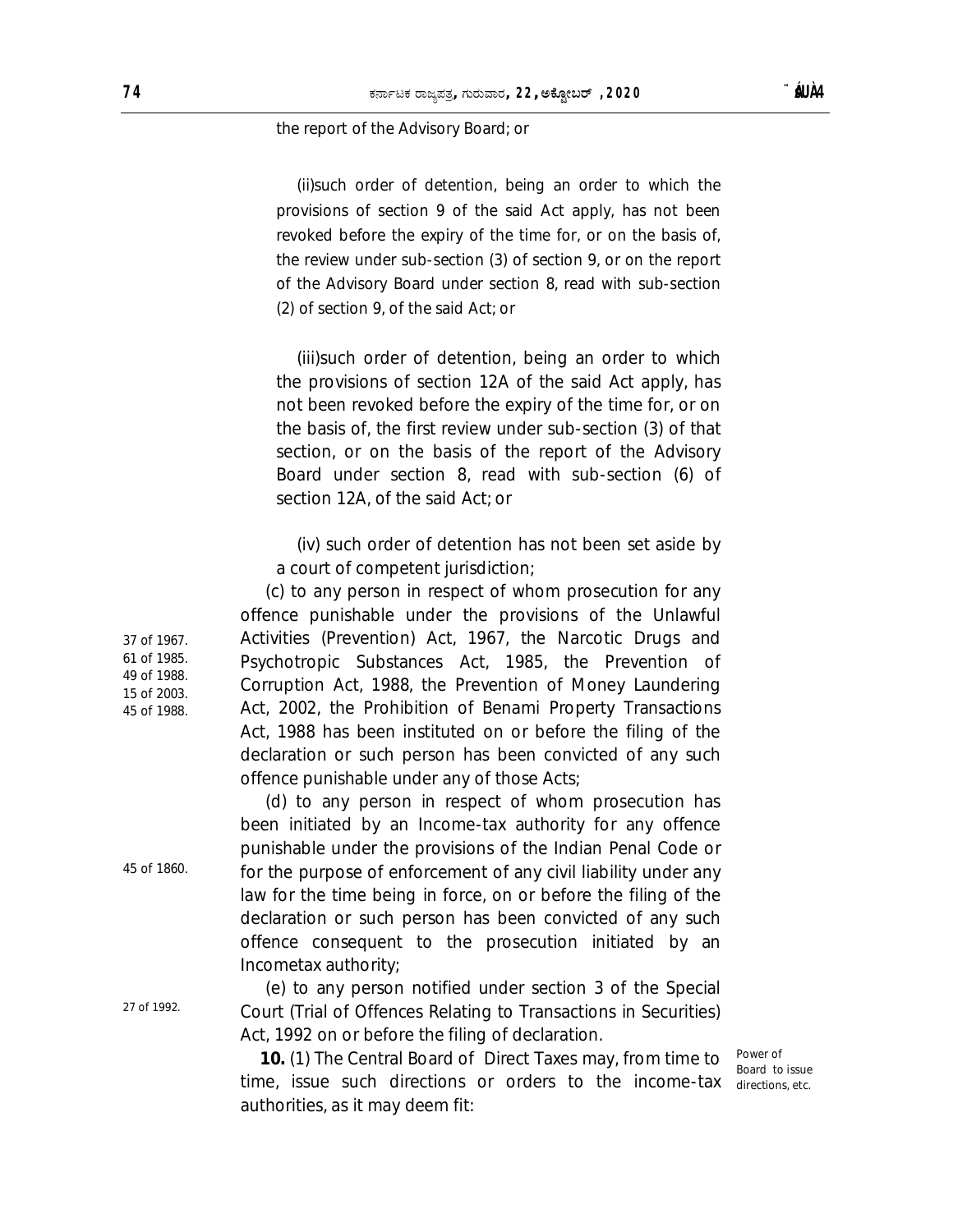the report of the Advisory Board; or

(ii)such order of detention, being an order to which the provisions of section 9 of the said Act apply, has not been revoked before the expiry of the time for, or on the basis of, the review under sub-section (3) of section 9, or on the report of the Advisory Board under section 8, read with sub-section (2) of section 9, of the said Act; or

(iii)such order of detention, being an order to which the provisions of section 12A of the said Act apply, has not been revoked before the expiry of the time for, or on the basis of, the first review under sub-section (3) of that section, or on the basis of the report of the Advisory Board under section 8, read with sub-section (6) of section 12A, of the said Act; or

(iv) such order of detention has not been set aside by a court of competent jurisdiction;

(c) to any person in respect of whom prosecution for any offence punishable under the provisions of the Unlawful Activities (Prevention) Act, 1967, the Narcotic Drugs and Psychotropic Substances Act, 1985, the Prevention of Corruption Act, 1988, the Prevention of Money Laundering Act, 2002, the Prohibition of Benami Property Transactions Act, 1988 has been instituted on or before the filing of the declaration or such person has been convicted of any such offence punishable under any of those Acts;

37 of 1967.
61 of 1985.
49 of 1988.
15 of 2003.
45 of 1988.

(d) to any person in respect of whom prosecution has been initiated by an Income-tax authority for any offence punishable under the provisions of the Indian Penal Code or for the purpose of enforcement of any civil liability under any law for the time being in force, on or before the filing of the declaration or such person has been convicted of any such offence consequent to the prosecution initiated by an Incometax authority;

45 of 1860.

(e) to any person notified under section 3 of the Special Court (Trial of Offences Relating to Transactions in Securities) Act, 1992 on or before the filing of declaration.

27 of 1992.

*Power of Board to issue directions, etc.*

**10.** (1) The Central Board of Direct Taxes may, from time to time, issue such directions or orders to the income-tax authorities, as it may deem fit: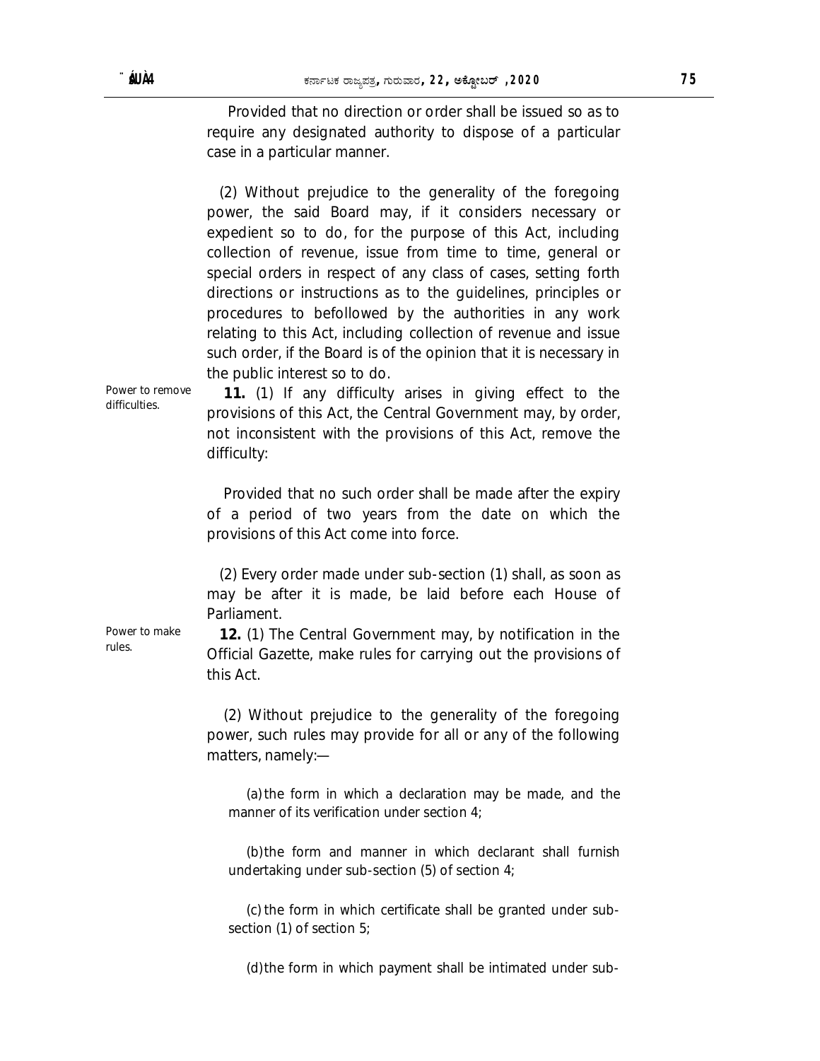Provided that no direction or order shall be issued so as to require any designated authority to dispose of a particular case in a particular manner.

(2) Without prejudice to the generality of the foregoing power, the said Board may, if it considers necessary or expedient so to do, for the purpose of this Act, including collection of revenue, issue from time to time, general or special orders in respect of any class of cases, setting forth directions or instructions as to the guidelines, principles or procedures to befollowed by the authorities in any work relating to this Act, including collection of revenue and issue such order, if the Board is of the opinion that it is necessary in the public interest so to do.

*Power to remove difficulties.*

**11.** (1) If any difficulty arises in giving effect to the provisions of this Act, the Central Government may, by order, not inconsistent with the provisions of this Act, remove the difficulty:

Provided that no such order shall be made after the expiry of a period of two years from the date on which the provisions of this Act come into force.

(2) Every order made under sub-section (1) shall, as soon as may be after it is made, be laid before each House of Parliament.

*Power to make rules.*

**12.** (1) The Central Government may, by notification in the Official Gazette, make rules for carrying out the provisions of this Act.

(2) Without prejudice to the generality of the foregoing power, such rules may provide for all or any of the following matters, namely:—

(a) the form in which a declaration may be made, and the manner of its verification under section 4;

(b) the form and manner in which declarant shall furnish undertaking under sub-section (5) of section 4;

(c) the form in which certificate shall be granted under sub-section (1) of section 5;

(d) the form in which payment shall be intimated under sub-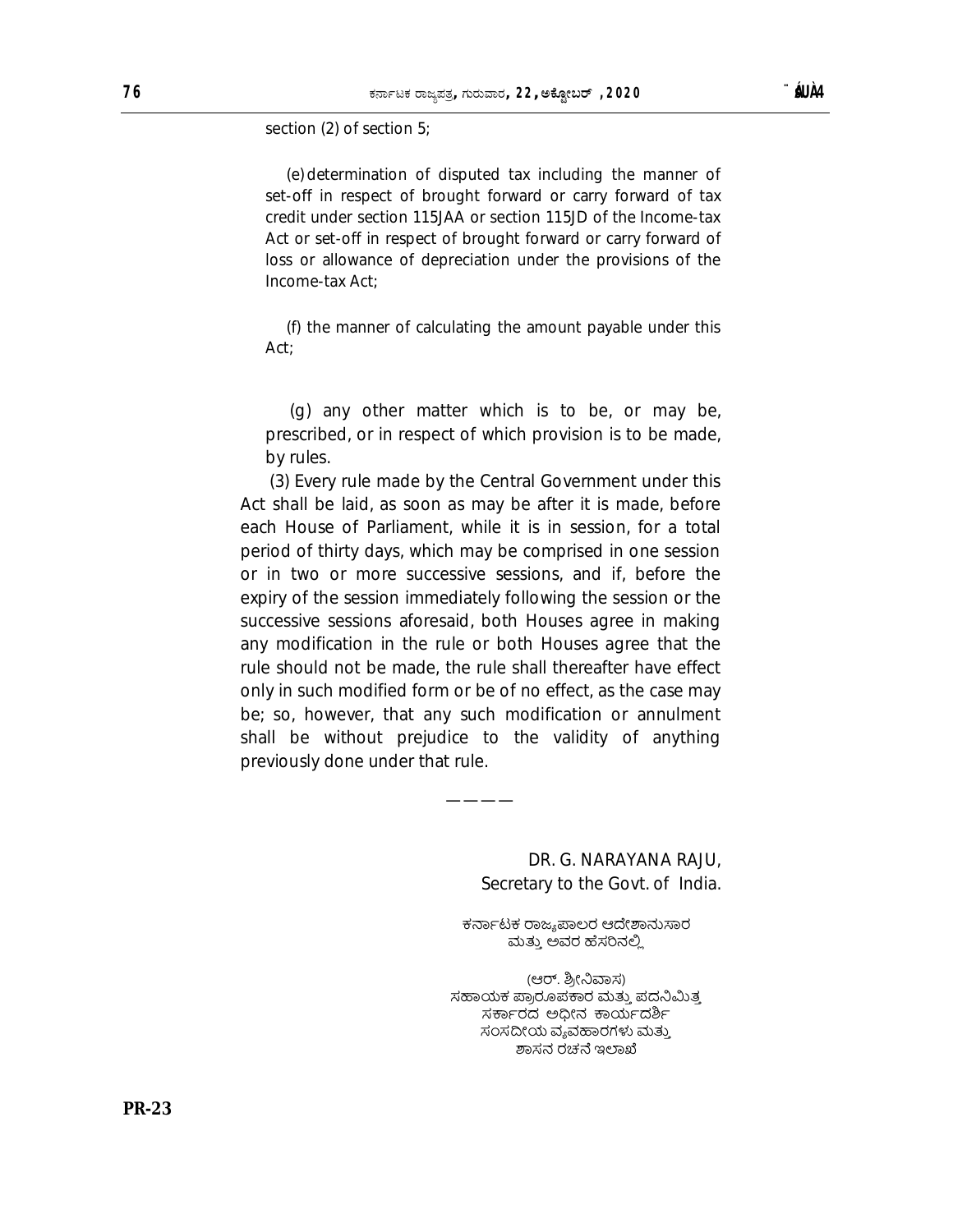section (2) of section 5;

(e) determination of disputed tax including the manner of set-off in respect of brought forward or carry forward of tax credit under section 115JAA or section 115JD of the Income-tax Act or set-off in respect of brought forward or carry forward of loss or allowance of depreciation under the provisions of the Income-tax Act;

(f) the manner of calculating the amount payable under this Act;

(g) any other matter which is to be, or may be, prescribed, or in respect of which provision is to be made, by rules.

(3) Every rule made by the Central Government under this Act shall be laid, as soon as may be after it is made, before each House of Parliament, while it is in session, for a total period of thirty days, which may be comprised in one session or in two or more successive sessions, and if, before the expiry of the session immediately following the session or the successive sessions aforesaid, both Houses agree in making any modification in the rule or both Houses agree that the rule should not be made, the rule shall thereafter have effect only in such modified form or be of no effect, as the case may be; so, however, that any such modification or annulment shall be without prejudice to the validity of anything previously done under that rule.

————

DR. G. NARAYANA RAJU,
Secretary to the Govt. of India.

ಕರ್ನಾಟಕ ರಾಜ್ಯಪಾಲರ ಆದೇಶಾನುಸಾರ
ಮತ್ತು ಅವರ ಹೆಸರಿನಲ್ಲಿ

(ಆರ್. ಶ್ರೀನಿವಾಸ)
ಸಹಾಯಕ ಪ್ರಾರೂಪಕಾರ ಮತ್ತು ಪದನಿಮಿತ್ತ
ಸರ್ಕಾರದ ಅಧೀನ ಕಾರ್ಯದರ್ಶಿ
ಸಂಸದೀಯ ವ್ಯವಹಾರಗಳು ಮತ್ತು
ಶಾಸನ ರಚನೆ ಇಲಾಖೆ

PR-23